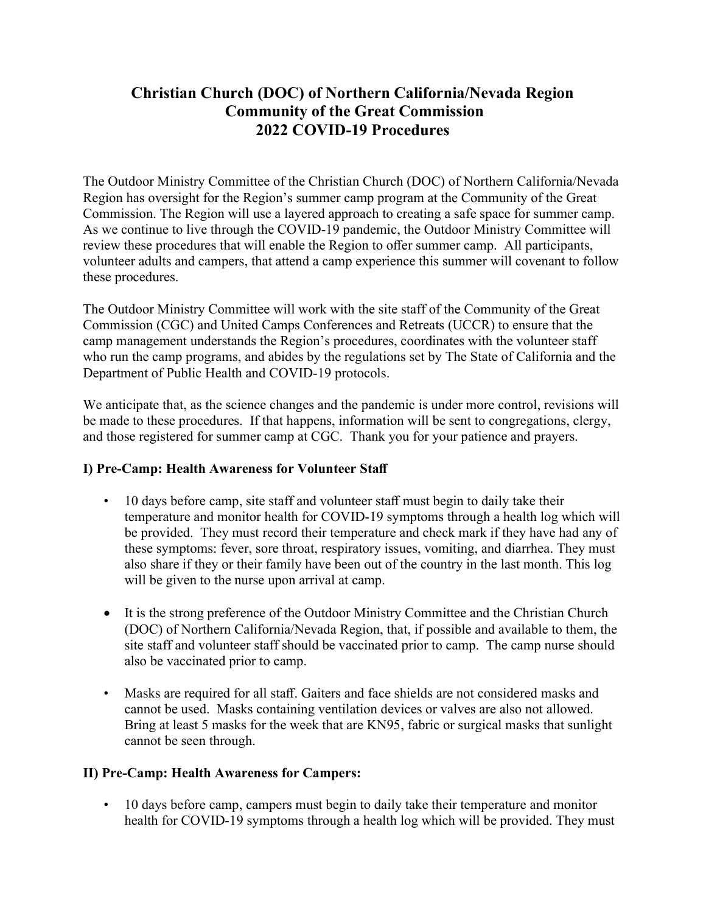# Christian Church (DOC) of Northern California/Nevada Region
# Community of the Great Commission
# 2022 COVID-19 Procedures

The Outdoor Ministry Committee of the Christian Church (DOC) of Northern California/Nevada Region has oversight for the Region's summer camp program at the Community of the Great Commission. The Region will use a layered approach to creating a safe space for summer camp. As we continue to live through the COVID-19 pandemic, the Outdoor Ministry Committee will review these procedures that will enable the Region to offer summer camp. All participants, volunteer adults and campers, that attend a camp experience this summer will covenant to follow these procedures.

The Outdoor Ministry Committee will work with the site staff of the Community of the Great Commission (CGC) and United Camps Conferences and Retreats (UCCR) to ensure that the camp management understands the Region's procedures, coordinates with the volunteer staff who run the camp programs, and abides by the regulations set by The State of California and the Department of Public Health and COVID-19 protocols.

We anticipate that, as the science changes and the pandemic is under more control, revisions will be made to these procedures. If that happens, information will be sent to congregations, clergy, and those registered for summer camp at CGC. Thank you for your patience and prayers.

## I) Pre-Camp: Health Awareness for Volunteer Staff

- 10 days before camp, site staff and volunteer staff must begin to daily take their temperature and monitor health for COVID-19 symptoms through a health log which will be provided. They must record their temperature and check mark if they have had any of these symptoms: fever, sore throat, respiratory issues, vomiting, and diarrhea. They must also share if they or their family have been out of the country in the last month. This log will be given to the nurse upon arrival at camp.
- It is the strong preference of the Outdoor Ministry Committee and the Christian Church (DOC) of Northern California/Nevada Region, that, if possible and available to them, the site staff and volunteer staff should be vaccinated prior to camp. The camp nurse should also be vaccinated prior to camp.
- Masks are required for all staff. Gaiters and face shields are not considered masks and cannot be used. Masks containing ventilation devices or valves are also not allowed. Bring at least 5 masks for the week that are KN95, fabric or surgical masks that sunlight cannot be seen through.

## II) Pre-Camp: Health Awareness for Campers:

- 10 days before camp, campers must begin to daily take their temperature and monitor health for COVID-19 symptoms through a health log which will be provided. They must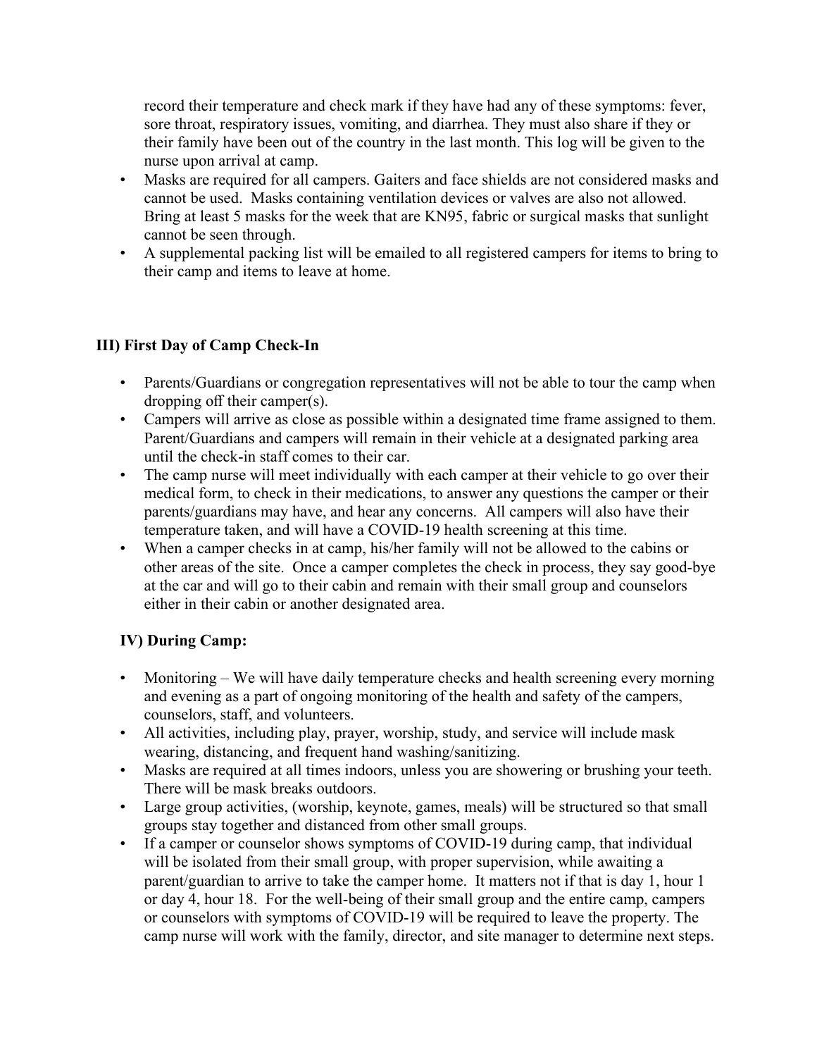record their temperature and check mark if they have had any of these symptoms: fever, sore throat, respiratory issues, vomiting, and diarrhea. They must also share if they or their family have been out of the country in the last month. This log will be given to the nurse upon arrival at camp.

- Masks are required for all campers. Gaiters and face shields are not considered masks and cannot be used. Masks containing ventilation devices or valves are also not allowed. Bring at least 5 masks for the week that are KN95, fabric or surgical masks that sunlight cannot be seen through.
- A supplemental packing list will be emailed to all registered campers for items to bring to their camp and items to leave at home.

## III) First Day of Camp Check-In

- Parents/Guardians or congregation representatives will not be able to tour the camp when dropping off their camper(s).
- Campers will arrive as close as possible within a designated time frame assigned to them. Parent/Guardians and campers will remain in their vehicle at a designated parking area until the check-in staff comes to their car.
- The camp nurse will meet individually with each camper at their vehicle to go over their medical form, to check in their medications, to answer any questions the camper or their parents/guardians may have, and hear any concerns. All campers will also have their temperature taken, and will have a COVID-19 health screening at this time.
- When a camper checks in at camp, his/her family will not be allowed to the cabins or other areas of the site. Once a camper completes the check in process, they say good-bye at the car and will go to their cabin and remain with their small group and counselors either in their cabin or another designated area.

## IV) During Camp:

- Monitoring – We will have daily temperature checks and health screening every morning and evening as a part of ongoing monitoring of the health and safety of the campers, counselors, staff, and volunteers.
- All activities, including play, prayer, worship, study, and service will include mask wearing, distancing, and frequent hand washing/sanitizing.
- Masks are required at all times indoors, unless you are showering or brushing your teeth. There will be mask breaks outdoors.
- Large group activities, (worship, keynote, games, meals) will be structured so that small groups stay together and distanced from other small groups.
- If a camper or counselor shows symptoms of COVID-19 during camp, that individual will be isolated from their small group, with proper supervision, while awaiting a parent/guardian to arrive to take the camper home. It matters not if that is day 1, hour 1 or day 4, hour 18. For the well-being of their small group and the entire camp, campers or counselors with symptoms of COVID-19 will be required to leave the property. The camp nurse will work with the family, director, and site manager to determine next steps.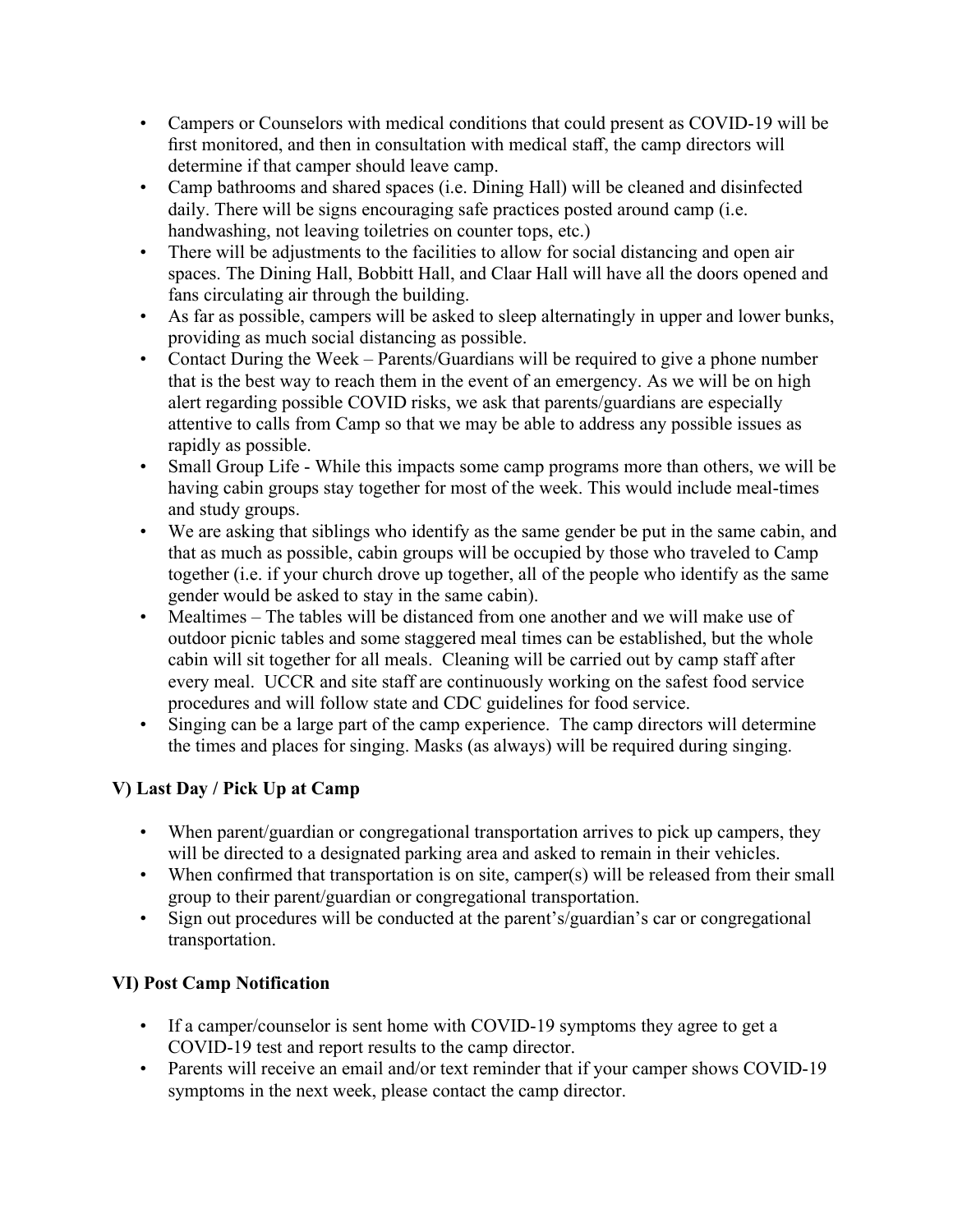- Campers or Counselors with medical conditions that could present as COVID-19 will be first monitored, and then in consultation with medical staff, the camp directors will determine if that camper should leave camp.
- Camp bathrooms and shared spaces (i.e. Dining Hall) will be cleaned and disinfected daily. There will be signs encouraging safe practices posted around camp (i.e. handwashing, not leaving toiletries on counter tops, etc.)
- There will be adjustments to the facilities to allow for social distancing and open air spaces. The Dining Hall, Bobbitt Hall, and Claar Hall will have all the doors opened and fans circulating air through the building.
- As far as possible, campers will be asked to sleep alternatingly in upper and lower bunks, providing as much social distancing as possible.
- Contact During the Week – Parents/Guardians will be required to give a phone number that is the best way to reach them in the event of an emergency. As we will be on high alert regarding possible COVID risks, we ask that parents/guardians are especially attentive to calls from Camp so that we may be able to address any possible issues as rapidly as possible.
- Small Group Life - While this impacts some camp programs more than others, we will be having cabin groups stay together for most of the week. This would include meal-times and study groups.
- We are asking that siblings who identify as the same gender be put in the same cabin, and that as much as possible, cabin groups will be occupied by those who traveled to Camp together (i.e. if your church drove up together, all of the people who identify as the same gender would be asked to stay in the same cabin).
- Mealtimes – The tables will be distanced from one another and we will make use of outdoor picnic tables and some staggered meal times can be established, but the whole cabin will sit together for all meals. Cleaning will be carried out by camp staff after every meal. UCCR and site staff are continuously working on the safest food service procedures and will follow state and CDC guidelines for food service.
- Singing can be a large part of the camp experience. The camp directors will determine the times and places for singing. Masks (as always) will be required during singing.

### V) Last Day / Pick Up at Camp

- When parent/guardian or congregational transportation arrives to pick up campers, they will be directed to a designated parking area and asked to remain in their vehicles.
- When confirmed that transportation is on site, camper(s) will be released from their small group to their parent/guardian or congregational transportation.
- Sign out procedures will be conducted at the parent's/guardian's car or congregational transportation.

### VI) Post Camp Notification

- If a camper/counselor is sent home with COVID-19 symptoms they agree to get a COVID-19 test and report results to the camp director.
- Parents will receive an email and/or text reminder that if your camper shows COVID-19 symptoms in the next week, please contact the camp director.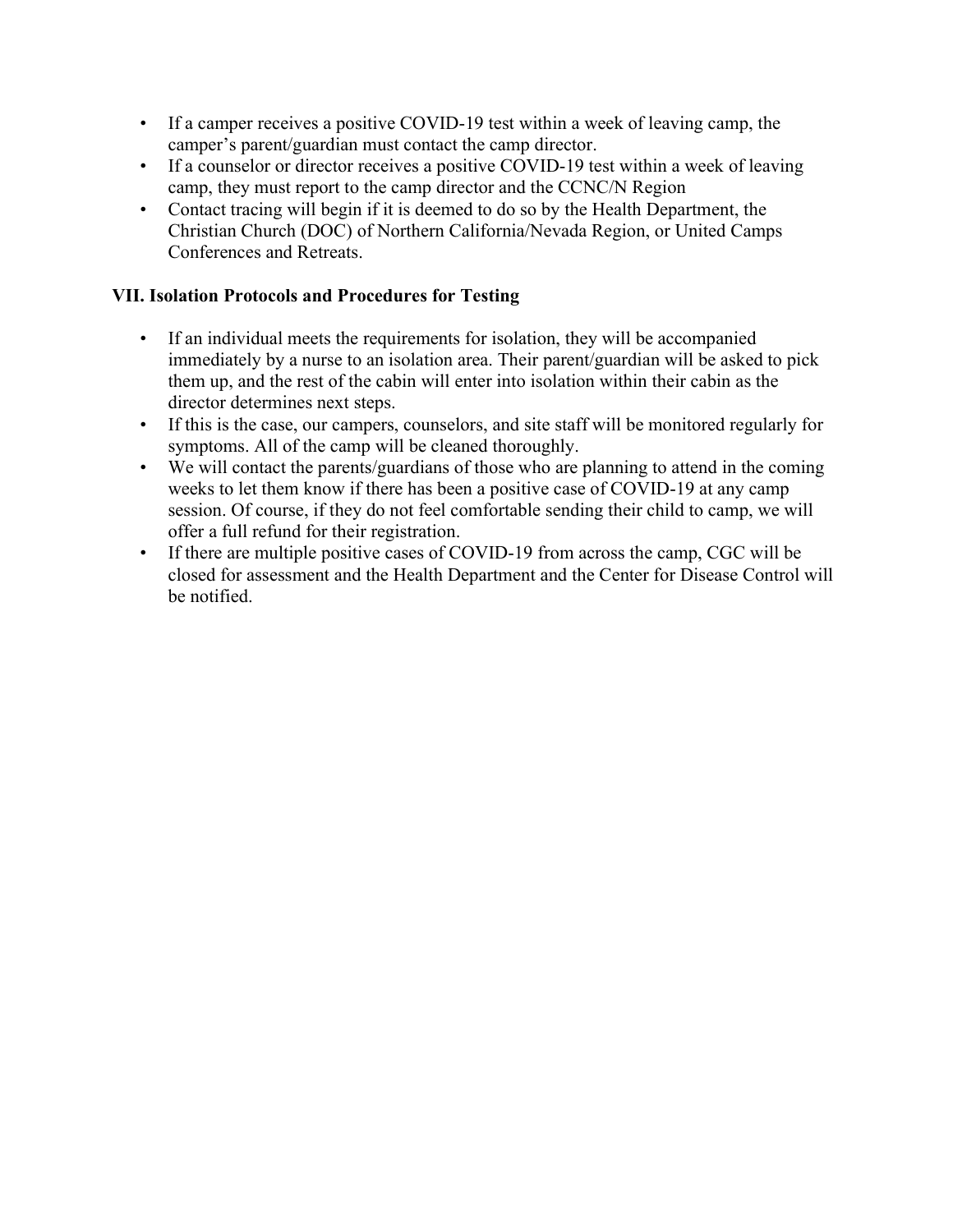- If a camper receives a positive COVID-19 test within a week of leaving camp, the camper's parent/guardian must contact the camp director.
- If a counselor or director receives a positive COVID-19 test within a week of leaving camp, they must report to the camp director and the CCNC/N Region
- Contact tracing will begin if it is deemed to do so by the Health Department, the Christian Church (DOC) of Northern California/Nevada Region, or United Camps Conferences and Retreats.

## VII. Isolation Protocols and Procedures for Testing

- If an individual meets the requirements for isolation, they will be accompanied immediately by a nurse to an isolation area. Their parent/guardian will be asked to pick them up, and the rest of the cabin will enter into isolation within their cabin as the director determines next steps.
- If this is the case, our campers, counselors, and site staff will be monitored regularly for symptoms. All of the camp will be cleaned thoroughly.
- We will contact the parents/guardians of those who are planning to attend in the coming weeks to let them know if there has been a positive case of COVID-19 at any camp session. Of course, if they do not feel comfortable sending their child to camp, we will offer a full refund for their registration.
- If there are multiple positive cases of COVID-19 from across the camp, CGC will be closed for assessment and the Health Department and the Center for Disease Control will be notified.